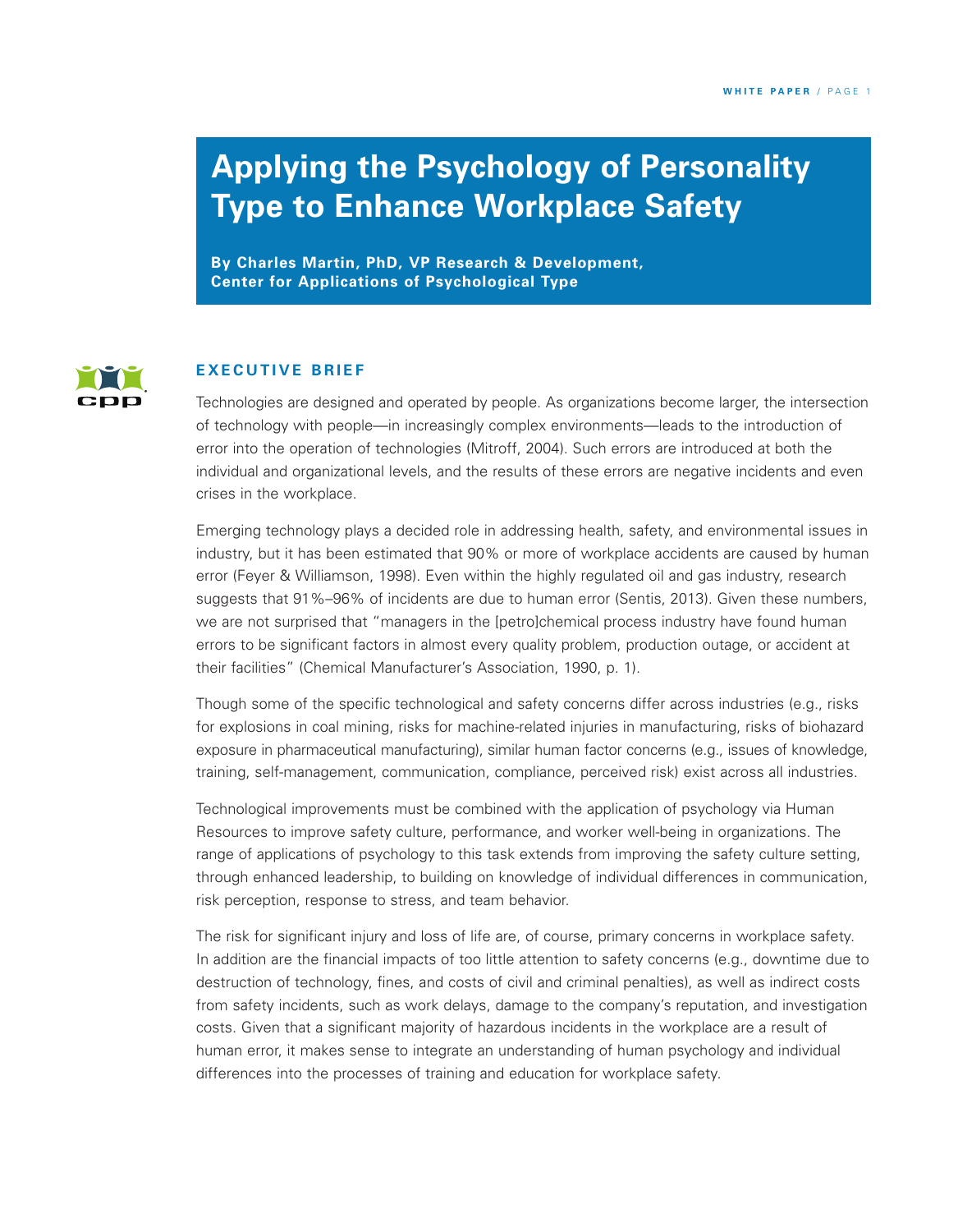# Applying the Psychology of Personality Type to Enhance Workplace Safety

**By Charles Martin, PhD, VP Research & Development, Center for Applications of Psychological Type**

## EXECUTIVE BRIEF

Technologies are designed and operated by people. As organizations become larger, the intersection of technology with people—in increasingly complex environments—leads to the introduction of error into the operation of technologies (Mitroff, 2004). Such errors are introduced at both the individual and organizational levels, and the results of these errors are negative incidents and even crises in the workplace.

Emerging technology plays a decided role in addressing health, safety, and environmental issues in industry, but it has been estimated that 90% or more of workplace accidents are caused by human error (Feyer & Williamson, 1998). Even within the highly regulated oil and gas industry, research suggests that 91%–96% of incidents are due to human error (Sentis, 2013). Given these numbers, we are not surprised that "managers in the [petro]chemical process industry have found human errors to be significant factors in almost every quality problem, production outage, or accident at their facilities" (Chemical Manufacturer's Association, 1990, p. 1).

Though some of the specific technological and safety concerns differ across industries (e.g., risks for explosions in coal mining, risks for machine-related injuries in manufacturing, risks of biohazard exposure in pharmaceutical manufacturing), similar human factor concerns (e.g., issues of knowledge, training, self-management, communication, compliance, perceived risk) exist across all industries.

Technological improvements must be combined with the application of psychology via Human Resources to improve safety culture, performance, and worker well-being in organizations. The range of applications of psychology to this task extends from improving the safety culture setting, through enhanced leadership, to building on knowledge of individual differences in communication, risk perception, response to stress, and team behavior.

The risk for significant injury and loss of life are, of course, primary concerns in workplace safety. In addition are the financial impacts of too little attention to safety concerns (e.g., downtime due to destruction of technology, fines, and costs of civil and criminal penalties), as well as indirect costs from safety incidents, such as work delays, damage to the company's reputation, and investigation costs. Given that a significant majority of hazardous incidents in the workplace are a result of human error, it makes sense to integrate an understanding of human psychology and individual differences into the processes of training and education for workplace safety.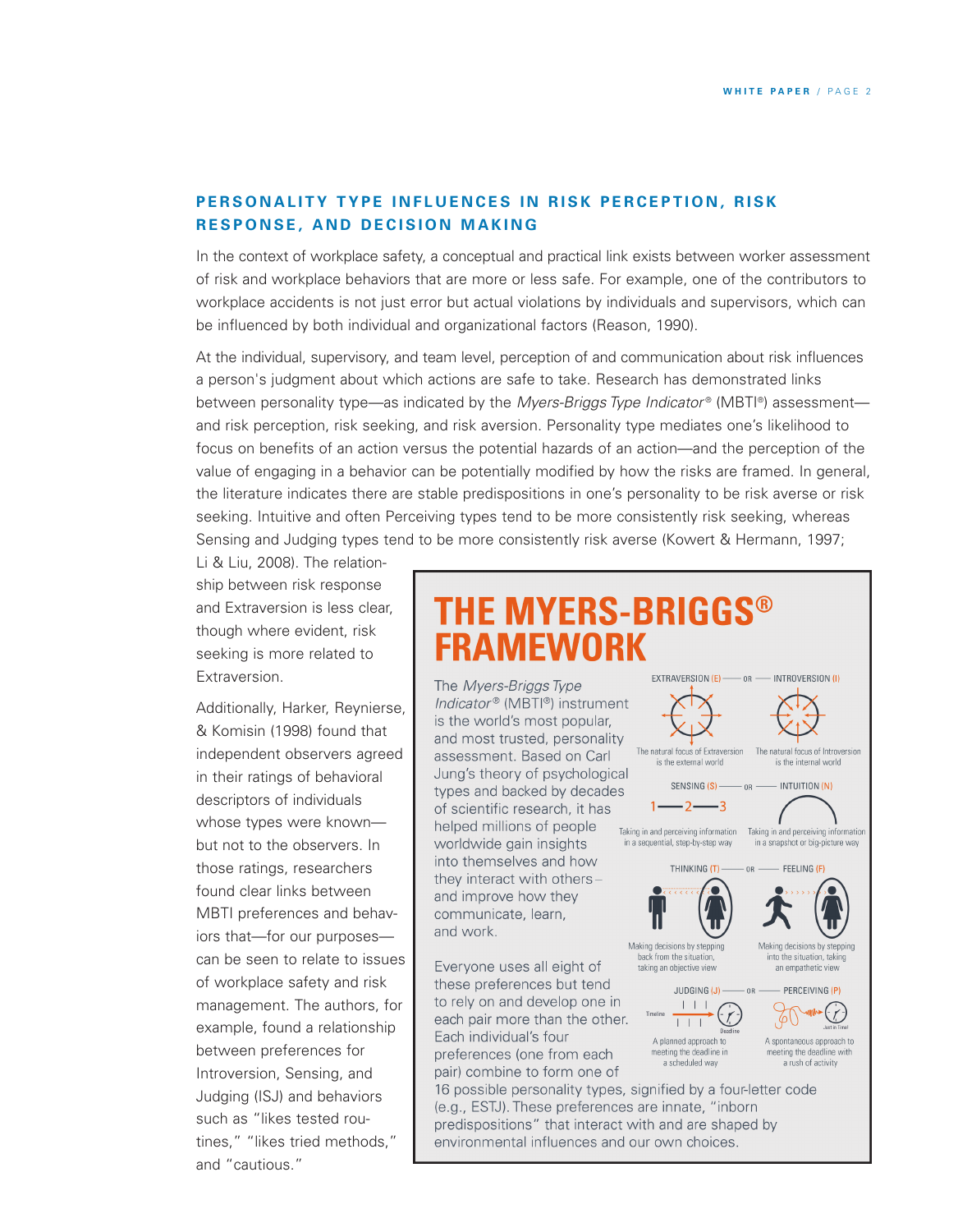## PERSONALITY TYPE INFLUENCES IN RISK PERCEPTION, RISK RESPONSE, AND DECISION MAKING

In the context of workplace safety, a conceptual and practical link exists between worker assessment of risk and workplace behaviors that are more or less safe. For example, one of the contributors to workplace accidents is not just error but actual violations by individuals and supervisors, which can be influenced by both individual and organizational factors (Reason, 1990).

At the individual, supervisory, and team level, perception of and communication about risk influences a person's judgment about which actions are safe to take. Research has demonstrated links between personality type—as indicated by the *Myers-Briggs Type Indicator*® (MBTI®) assessment—and risk perception, risk seeking, and risk aversion. Personality type mediates one's likelihood to focus on benefits of an action versus the potential hazards of an action—and the perception of the value of engaging in a behavior can be potentially modified by how the risks are framed. In general, the literature indicates there are stable predispositions in one's personality to be risk averse or risk seeking. Intuitive and often Perceiving types tend to be more consistently risk seeking, whereas Sensing and Judging types tend to be more consistently risk averse (Kowert & Hermann, 1997; Li & Liu, 2008). The relationship between risk response and Extraversion is less clear, though where evident, risk seeking is more related to Extraversion.

Additionally, Harker, Reynierse, & Komisin (1998) found that independent observers agreed in their ratings of behavioral descriptors of individuals whose types were known—but not to the observers. In those ratings, researchers found clear links between MBTI preferences and behaviors that—for our purposes—can be seen to relate to issues of workplace safety and risk management. The authors, for example, found a relationship between preferences for Introversion, Sensing, and Judging (ISJ) and behaviors such as "likes tested routines," "likes tried methods," and "cautious."

### THE MYERS-BRIGGS® FRAMEWORK

The *Myers-Briggs Type Indicator*® (MBTI®) instrument is the world's most popular, and most trusted, personality assessment. Based on Carl Jung's theory of psychological types and backed by decades of scientific research, it has helped millions of people worldwide gain insights into themselves and how they interact with others – and improve how they communicate, learn, and work.

Everyone uses all eight of these preferences but tend to rely on and develop one in each pair more than the other. Each individual's four preferences (one from each pair) combine to form one of 16 possible personality types, signified by a four-letter code (e.g., ESTJ). These preferences are innate, "inborn predispositions" that interact with and are shaped by environmental influences and our own choices.

EXTRAVERSION (E) — OR — INTROVERSION (I)

- The natural focus of Extraversion is the external world
- The natural focus of Introversion is the internal world

SENSING (S) — OR — INTUITION (N)

- Taking in and perceiving information in a sequential, step-by-step way
- Taking in and perceiving information in a snapshot or big-picture way

THINKING (T) — OR — FEELING (F)

- Making decisions by stepping back from the situation, taking an objective view
- Making decisions by stepping into the situation, taking an empathetic view

JUDGING (J) — OR — PERCEIVING (P)

- A planned approach to meeting the deadline in a scheduled way
- A spontaneous approach to meeting the deadline with a rush of activity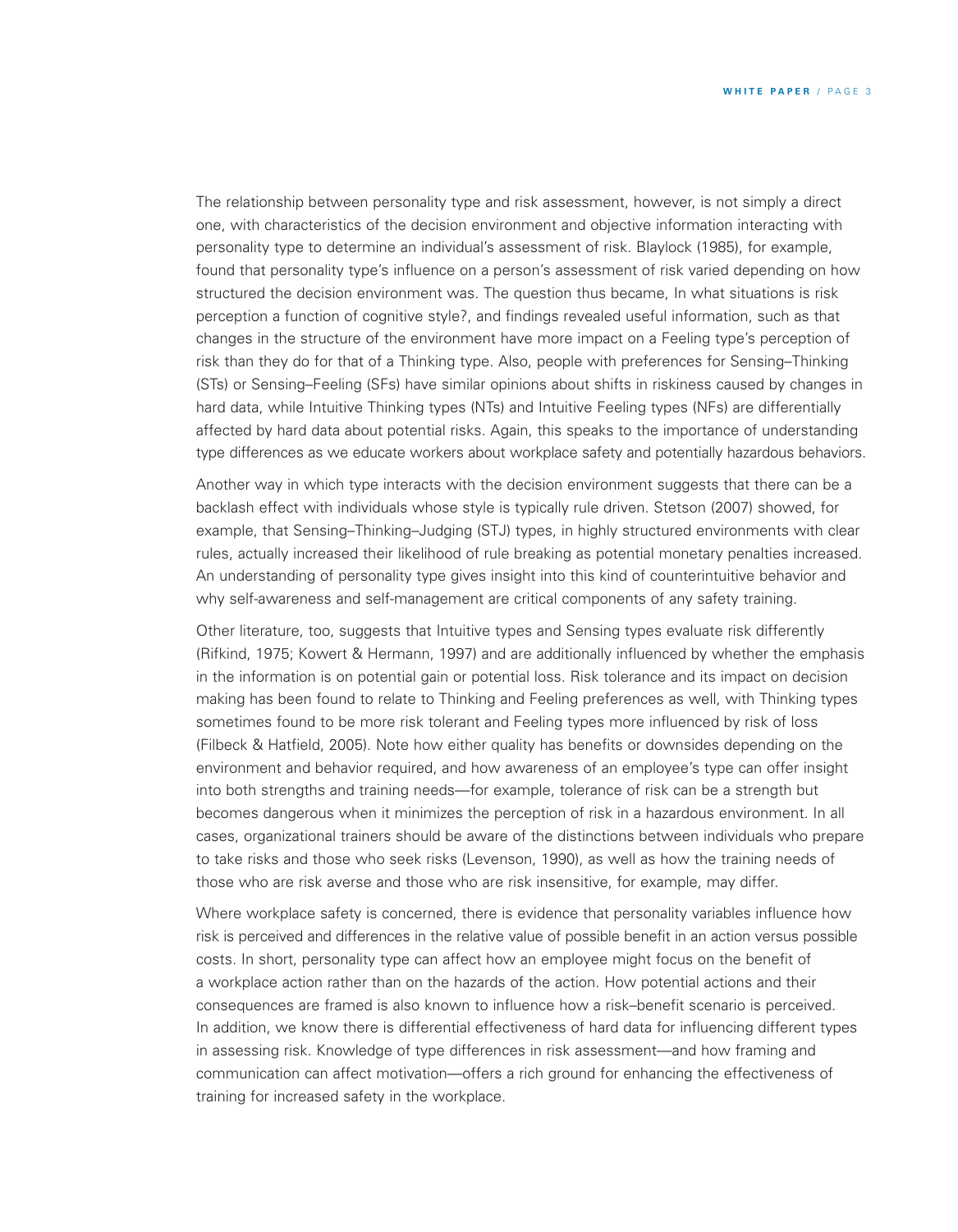The relationship between personality type and risk assessment, however, is not simply a direct one, with characteristics of the decision environment and objective information interacting with personality type to determine an individual's assessment of risk. Blaylock (1985), for example, found that personality type's influence on a person's assessment of risk varied depending on how structured the decision environment was. The question thus became, In what situations is risk perception a function of cognitive style?, and findings revealed useful information, such as that changes in the structure of the environment have more impact on a Feeling type's perception of risk than they do for that of a Thinking type. Also, people with preferences for Sensing–Thinking (STs) or Sensing–Feeling (SFs) have similar opinions about shifts in riskiness caused by changes in hard data, while Intuitive Thinking types (NTs) and Intuitive Feeling types (NFs) are differentially affected by hard data about potential risks. Again, this speaks to the importance of understanding type differences as we educate workers about workplace safety and potentially hazardous behaviors.

Another way in which type interacts with the decision environment suggests that there can be a backlash effect with individuals whose style is typically rule driven. Stetson (2007) showed, for example, that Sensing–Thinking–Judging (STJ) types, in highly structured environments with clear rules, actually increased their likelihood of rule breaking as potential monetary penalties increased. An understanding of personality type gives insight into this kind of counterintuitive behavior and why self-awareness and self-management are critical components of any safety training.

Other literature, too, suggests that Intuitive types and Sensing types evaluate risk differently (Rifkind, 1975; Kowert & Hermann, 1997) and are additionally influenced by whether the emphasis in the information is on potential gain or potential loss. Risk tolerance and its impact on decision making has been found to relate to Thinking and Feeling preferences as well, with Thinking types sometimes found to be more risk tolerant and Feeling types more influenced by risk of loss (Filbeck & Hatfield, 2005). Note how either quality has benefits or downsides depending on the environment and behavior required, and how awareness of an employee's type can offer insight into both strengths and training needs—for example, tolerance of risk can be a strength but becomes dangerous when it minimizes the perception of risk in a hazardous environment. In all cases, organizational trainers should be aware of the distinctions between individuals who prepare to take risks and those who seek risks (Levenson, 1990), as well as how the training needs of those who are risk averse and those who are risk insensitive, for example, may differ.

Where workplace safety is concerned, there is evidence that personality variables influence how risk is perceived and differences in the relative value of possible benefit in an action versus possible costs. In short, personality type can affect how an employee might focus on the benefit of a workplace action rather than on the hazards of the action. How potential actions and their consequences are framed is also known to influence how a risk–benefit scenario is perceived. In addition, we know there is differential effectiveness of hard data for influencing different types in assessing risk. Knowledge of type differences in risk assessment—and how framing and communication can affect motivation—offers a rich ground for enhancing the effectiveness of training for increased safety in the workplace.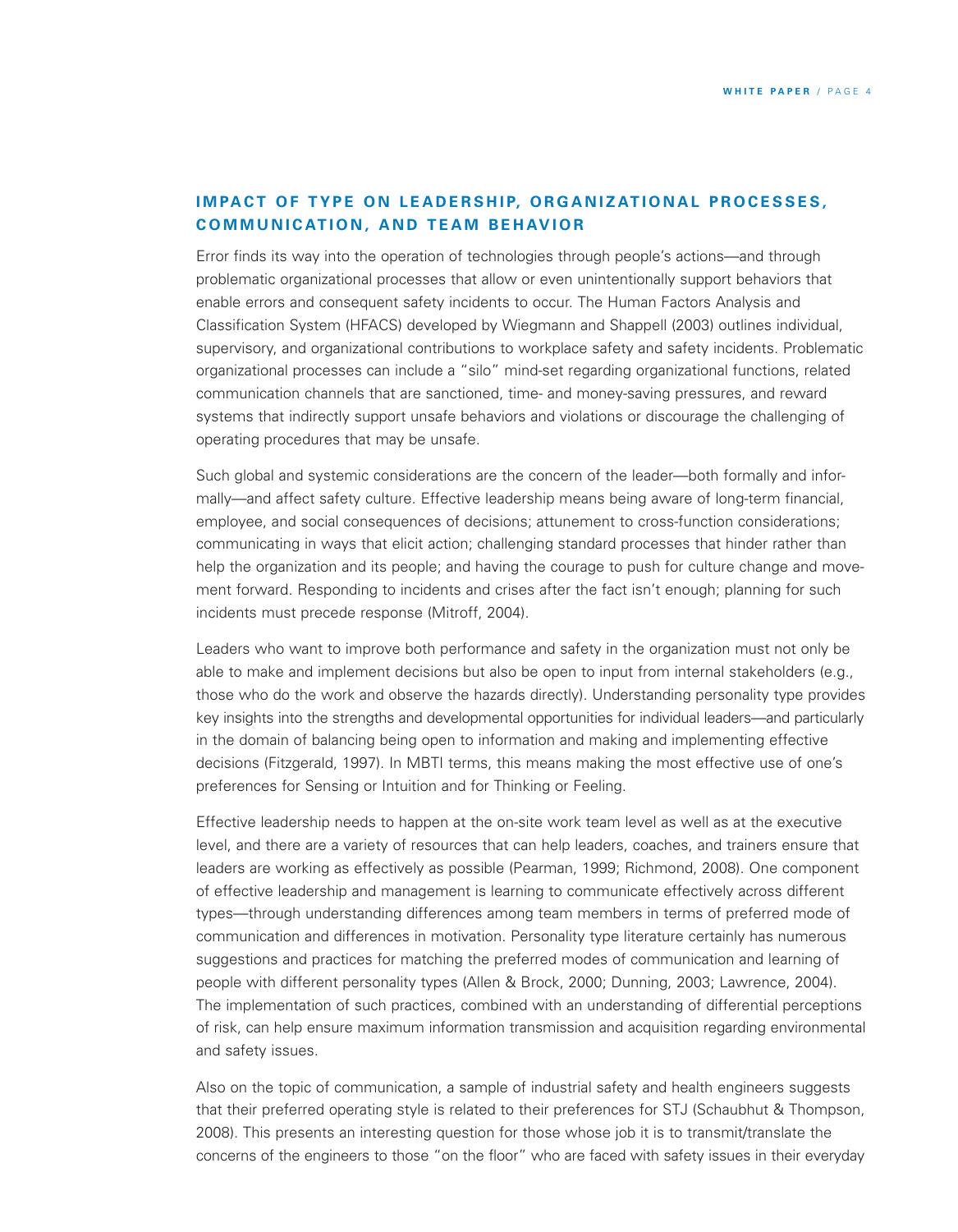## IMPACT OF TYPE ON LEADERSHIP, ORGANIZATIONAL PROCESSES, COMMUNICATION, AND TEAM BEHAVIOR

Error finds its way into the operation of technologies through people's actions—and through problematic organizational processes that allow or even unintentionally support behaviors that enable errors and consequent safety incidents to occur. The Human Factors Analysis and Classification System (HFACS) developed by Wiegmann and Shappell (2003) outlines individual, supervisory, and organizational contributions to workplace safety and safety incidents. Problematic organizational processes can include a "silo" mind-set regarding organizational functions, related communication channels that are sanctioned, time- and money-saving pressures, and reward systems that indirectly support unsafe behaviors and violations or discourage the challenging of operating procedures that may be unsafe.

Such global and systemic considerations are the concern of the leader—both formally and informally—and affect safety culture. Effective leadership means being aware of long-term financial, employee, and social consequences of decisions; attunement to cross-function considerations; communicating in ways that elicit action; challenging standard processes that hinder rather than help the organization and its people; and having the courage to push for culture change and movement forward. Responding to incidents and crises after the fact isn't enough; planning for such incidents must precede response (Mitroff, 2004).

Leaders who want to improve both performance and safety in the organization must not only be able to make and implement decisions but also be open to input from internal stakeholders (e.g., those who do the work and observe the hazards directly). Understanding personality type provides key insights into the strengths and developmental opportunities for individual leaders—and particularly in the domain of balancing being open to information and making and implementing effective decisions (Fitzgerald, 1997). In MBTI terms, this means making the most effective use of one's preferences for Sensing or Intuition and for Thinking or Feeling.

Effective leadership needs to happen at the on-site work team level as well as at the executive level, and there are a variety of resources that can help leaders, coaches, and trainers ensure that leaders are working as effectively as possible (Pearman, 1999; Richmond, 2008). One component of effective leadership and management is learning to communicate effectively across different types—through understanding differences among team members in terms of preferred mode of communication and differences in motivation. Personality type literature certainly has numerous suggestions and practices for matching the preferred modes of communication and learning of people with different personality types (Allen & Brock, 2000; Dunning, 2003; Lawrence, 2004). The implementation of such practices, combined with an understanding of differential perceptions of risk, can help ensure maximum information transmission and acquisition regarding environmental and safety issues.

Also on the topic of communication, a sample of industrial safety and health engineers suggests that their preferred operating style is related to their preferences for STJ (Schaubhut & Thompson, 2008). This presents an interesting question for those whose job it is to transmit/translate the concerns of the engineers to those "on the floor" who are faced with safety issues in their everyday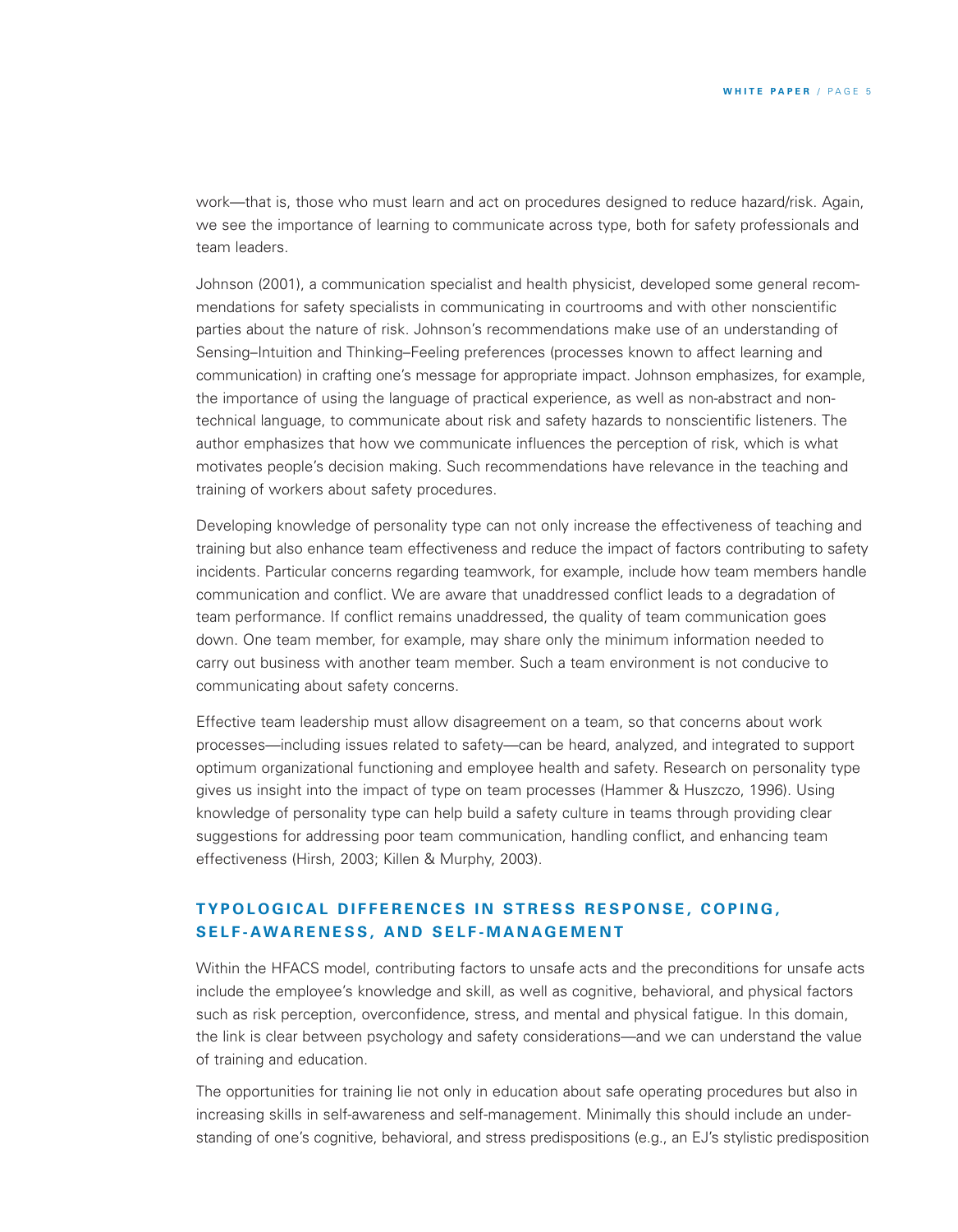work—that is, those who must learn and act on procedures designed to reduce hazard/risk. Again, we see the importance of learning to communicate across type, both for safety professionals and team leaders.

Johnson (2001), a communication specialist and health physicist, developed some general recommendations for safety specialists in communicating in courtrooms and with other nonscientific parties about the nature of risk. Johnson's recommendations make use of an understanding of Sensing–Intuition and Thinking–Feeling preferences (processes known to affect learning and communication) in crafting one's message for appropriate impact. Johnson emphasizes, for example, the importance of using the language of practical experience, as well as non-abstract and non-technical language, to communicate about risk and safety hazards to nonscientific listeners. The author emphasizes that how we communicate influences the perception of risk, which is what motivates people's decision making. Such recommendations have relevance in the teaching and training of workers about safety procedures.

Developing knowledge of personality type can not only increase the effectiveness of teaching and training but also enhance team effectiveness and reduce the impact of factors contributing to safety incidents. Particular concerns regarding teamwork, for example, include how team members handle communication and conflict. We are aware that unaddressed conflict leads to a degradation of team performance. If conflict remains unaddressed, the quality of team communication goes down. One team member, for example, may share only the minimum information needed to carry out business with another team member. Such a team environment is not conducive to communicating about safety concerns.

Effective team leadership must allow disagreement on a team, so that concerns about work processes—including issues related to safety—can be heard, analyzed, and integrated to support optimum organizational functioning and employee health and safety. Research on personality type gives us insight into the impact of type on team processes (Hammer & Huszczo, 1996). Using knowledge of personality type can help build a safety culture in teams through providing clear suggestions for addressing poor team communication, handling conflict, and enhancing team effectiveness (Hirsh, 2003; Killen & Murphy, 2003).

## TYPOLOGICAL DIFFERENCES IN STRESS RESPONSE, COPING, SELF-AWARENESS, AND SELF-MANAGEMENT

Within the HFACS model, contributing factors to unsafe acts and the preconditions for unsafe acts include the employee's knowledge and skill, as well as cognitive, behavioral, and physical factors such as risk perception, overconfidence, stress, and mental and physical fatigue. In this domain, the link is clear between psychology and safety considerations—and we can understand the value of training and education.

The opportunities for training lie not only in education about safe operating procedures but also in increasing skills in self-awareness and self-management. Minimally this should include an understanding of one's cognitive, behavioral, and stress predispositions (e.g., an EJ's stylistic predisposition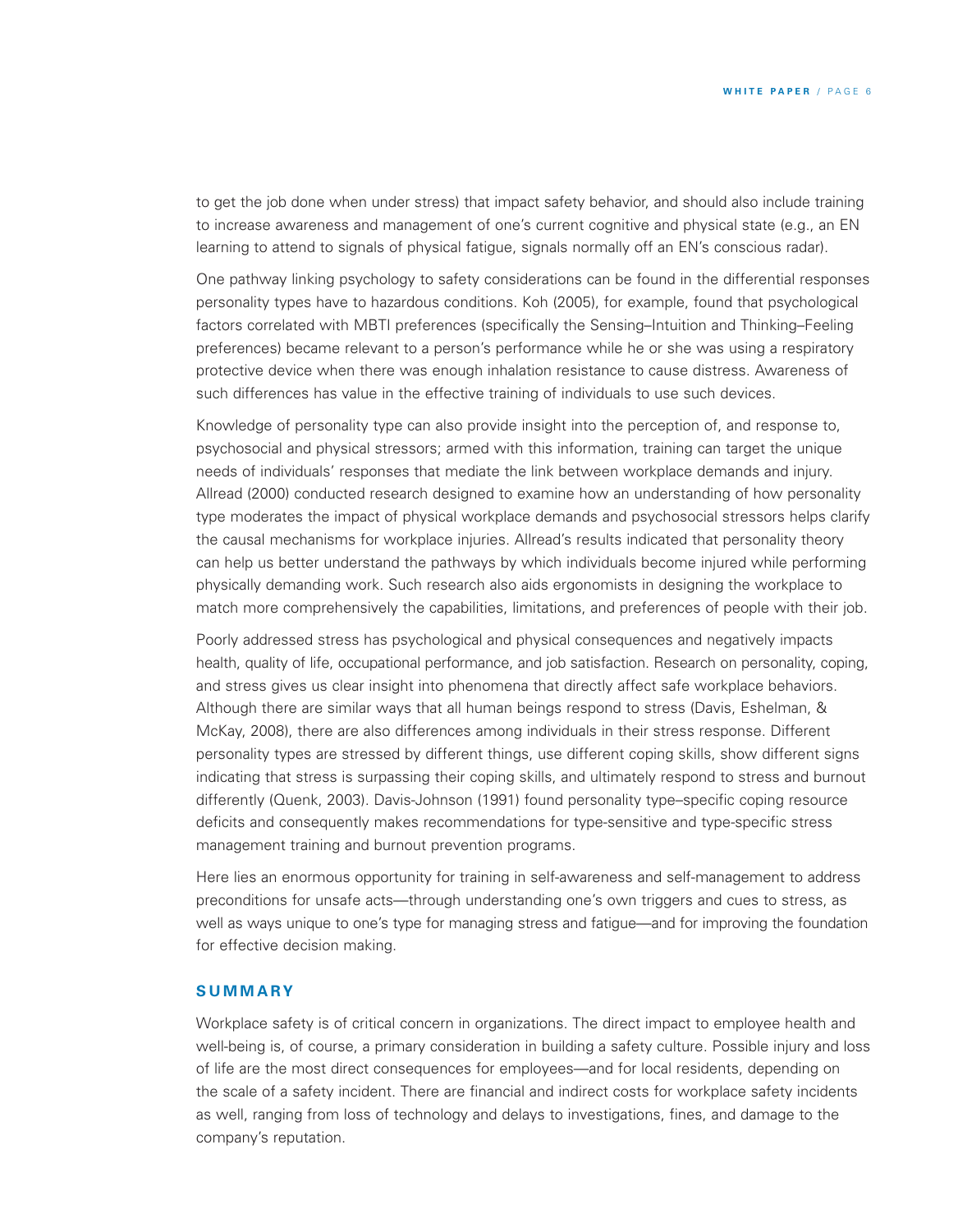to get the job done when under stress) that impact safety behavior, and should also include training to increase awareness and management of one's current cognitive and physical state (e.g., an EN learning to attend to signals of physical fatigue, signals normally off an EN's conscious radar).

One pathway linking psychology to safety considerations can be found in the differential responses personality types have to hazardous conditions. Koh (2005), for example, found that psychological factors correlated with MBTI preferences (specifically the Sensing–Intuition and Thinking–Feeling preferences) became relevant to a person's performance while he or she was using a respiratory protective device when there was enough inhalation resistance to cause distress. Awareness of such differences has value in the effective training of individuals to use such devices.

Knowledge of personality type can also provide insight into the perception of, and response to, psychosocial and physical stressors; armed with this information, training can target the unique needs of individuals' responses that mediate the link between workplace demands and injury. Allread (2000) conducted research designed to examine how an understanding of how personality type moderates the impact of physical workplace demands and psychosocial stressors helps clarify the causal mechanisms for workplace injuries. Allread's results indicated that personality theory can help us better understand the pathways by which individuals become injured while performing physically demanding work. Such research also aids ergonomists in designing the workplace to match more comprehensively the capabilities, limitations, and preferences of people with their job.

Poorly addressed stress has psychological and physical consequences and negatively impacts health, quality of life, occupational performance, and job satisfaction. Research on personality, coping, and stress gives us clear insight into phenomena that directly affect safe workplace behaviors. Although there are similar ways that all human beings respond to stress (Davis, Eshelman, & McKay, 2008), there are also differences among individuals in their stress response. Different personality types are stressed by different things, use different coping skills, show different signs indicating that stress is surpassing their coping skills, and ultimately respond to stress and burnout differently (Quenk, 2003). Davis-Johnson (1991) found personality type–specific coping resource deficits and consequently makes recommendations for type-sensitive and type-specific stress management training and burnout prevention programs.

Here lies an enormous opportunity for training in self-awareness and self-management to address preconditions for unsafe acts—through understanding one's own triggers and cues to stress, as well as ways unique to one's type for managing stress and fatigue—and for improving the foundation for effective decision making.

## SUMMARY

Workplace safety is of critical concern in organizations. The direct impact to employee health and well-being is, of course, a primary consideration in building a safety culture. Possible injury and loss of life are the most direct consequences for employees—and for local residents, depending on the scale of a safety incident. There are financial and indirect costs for workplace safety incidents as well, ranging from loss of technology and delays to investigations, fines, and damage to the company's reputation.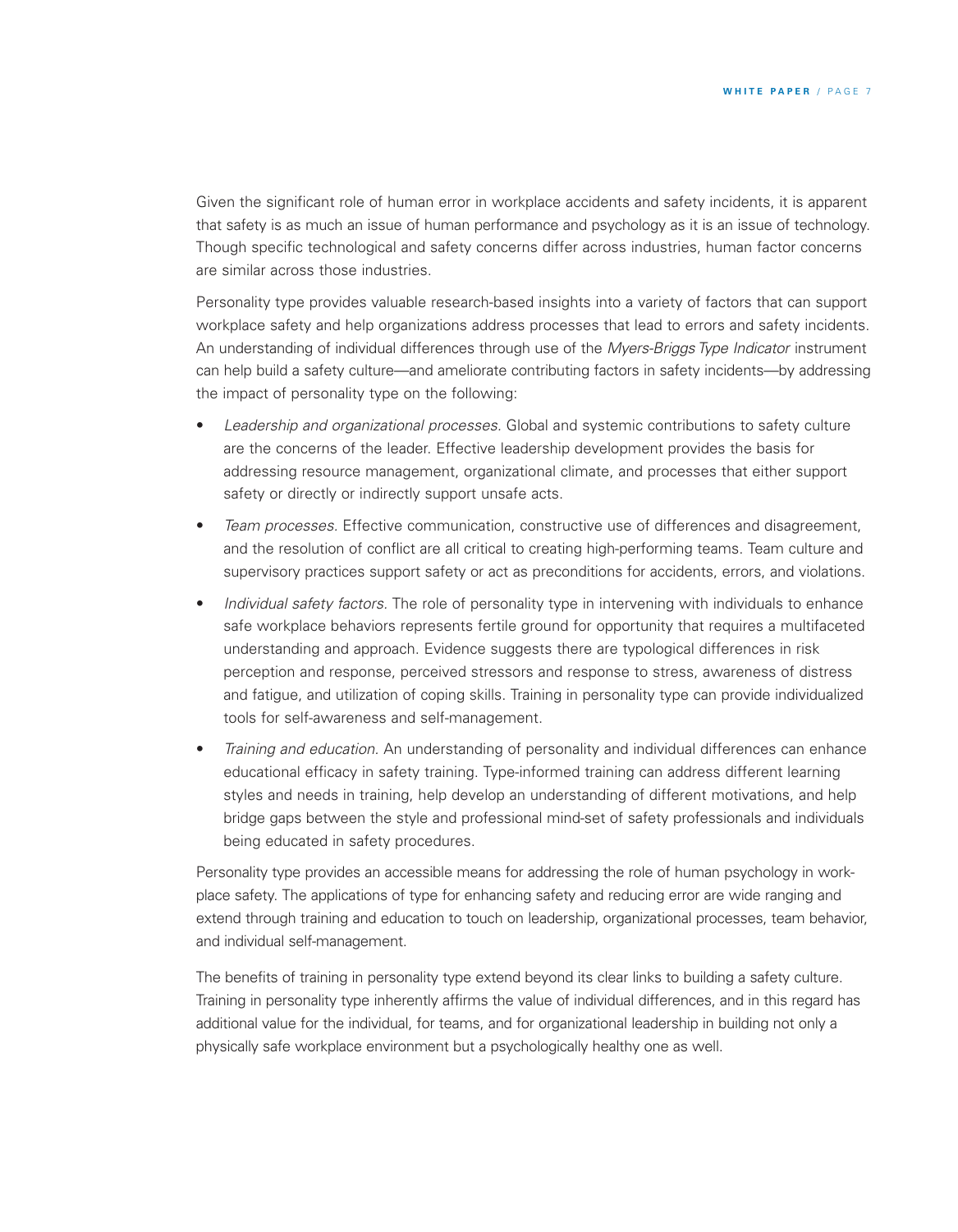Given the significant role of human error in workplace accidents and safety incidents, it is apparent that safety is as much an issue of human performance and psychology as it is an issue of technology. Though specific technological and safety concerns differ across industries, human factor concerns are similar across those industries.

Personality type provides valuable research-based insights into a variety of factors that can support workplace safety and help organizations address processes that lead to errors and safety incidents. An understanding of individual differences through use of the *Myers-Briggs Type Indicator* instrument can help build a safety culture—and ameliorate contributing factors in safety incidents—by addressing the impact of personality type on the following:

- *Leadership and organizational processes.* Global and systemic contributions to safety culture are the concerns of the leader. Effective leadership development provides the basis for addressing resource management, organizational climate, and processes that either support safety or directly or indirectly support unsafe acts.
- *Team processes.* Effective communication, constructive use of differences and disagreement, and the resolution of conflict are all critical to creating high-performing teams. Team culture and supervisory practices support safety or act as preconditions for accidents, errors, and violations.
- *Individual safety factors.* The role of personality type in intervening with individuals to enhance safe workplace behaviors represents fertile ground for opportunity that requires a multifaceted understanding and approach. Evidence suggests there are typological differences in risk perception and response, perceived stressors and response to stress, awareness of distress and fatigue, and utilization of coping skills. Training in personality type can provide individualized tools for self-awareness and self-management.
- *Training and education.* An understanding of personality and individual differences can enhance educational efficacy in safety training. Type-informed training can address different learning styles and needs in training, help develop an understanding of different motivations, and help bridge gaps between the style and professional mind-set of safety professionals and individuals being educated in safety procedures.

Personality type provides an accessible means for addressing the role of human psychology in workplace safety. The applications of type for enhancing safety and reducing error are wide ranging and extend through training and education to touch on leadership, organizational processes, team behavior, and individual self-management.

The benefits of training in personality type extend beyond its clear links to building a safety culture. Training in personality type inherently affirms the value of individual differences, and in this regard has additional value for the individual, for teams, and for organizational leadership in building not only a physically safe workplace environment but a psychologically healthy one as well.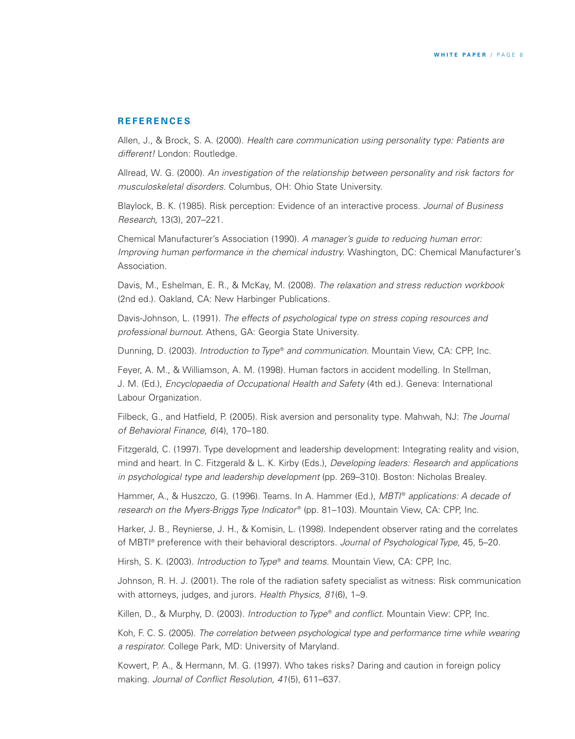## REFERENCES

Allen, J., & Brock, S. A. (2000). *Health care communication using personality type: Patients are different!* London: Routledge.

Allread, W. G. (2000). *An investigation of the relationship between personality and risk factors for musculoskeletal disorders.* Columbus, OH: Ohio State University.

Blaylock, B. K. (1985). Risk perception: Evidence of an interactive process. *Journal of Business Research,* 13(3), 207–221.

Chemical Manufacturer's Association (1990). *A manager's guide to reducing human error: Improving human performance in the chemical industry.* Washington, DC: Chemical Manufacturer's Association.

Davis, M., Eshelman, E. R., & McKay, M. (2008). *The relaxation and stress reduction workbook* (2nd ed.). Oakland, CA: New Harbinger Publications.

Davis-Johnson, L. (1991). *The effects of psychological type on stress coping resources and professional burnout.* Athens, GA: Georgia State University.

Dunning, D. (2003). *Introduction to Type® and communication.* Mountain View, CA: CPP, Inc.

Feyer, A. M., & Williamson, A. M. (1998). Human factors in accident modelling. In Stellman, J. M. (Ed.), *Encyclopaedia of Occupational Health and Safety* (4th ed.). Geneva: International Labour Organization.

Filbeck, G., and Hatfield, P. (2005). Risk aversion and personality type. Mahwah, NJ: *The Journal of Behavioral Finance, 6*(4), 170–180.

Fitzgerald, C. (1997). Type development and leadership development: Integrating reality and vision, mind and heart. In C. Fitzgerald & L. K. Kirby (Eds.), *Developing leaders: Research and applications in psychological type and leadership development* (pp. 269–310). Boston: Nicholas Brealey.

Hammer, A., & Huszczo, G. (1996). Teams. In A. Hammer (Ed.), *MBTI® applications: A decade of research on the Myers-Briggs Type Indicator®* (pp. 81–103). Mountain View, CA: CPP, Inc.

Harker, J. B., Reynierse, J. H., & Komisin, L. (1998). Independent observer rating and the correlates of MBTI® preference with their behavioral descriptors. *Journal of Psychological Type,* 45, 5–20.

Hirsh, S. K. (2003). *Introduction to Type® and teams.* Mountain View, CA: CPP, Inc.

Johnson, R. H. J. (2001). The role of the radiation safety specialist as witness: Risk communication with attorneys, judges, and jurors. *Health Physics, 81*(6), 1–9.

Killen, D., & Murphy, D. (2003). *Introduction to Type® and conflict.* Mountain View: CPP, Inc.

Koh, F. C. S. (2005). *The correlation between psychological type and performance time while wearing a respirator.* College Park, MD: University of Maryland.

Kowert, P. A., & Hermann, M. G. (1997). Who takes risks? Daring and caution in foreign policy making. *Journal of Conflict Resolution, 41*(5), 611–637.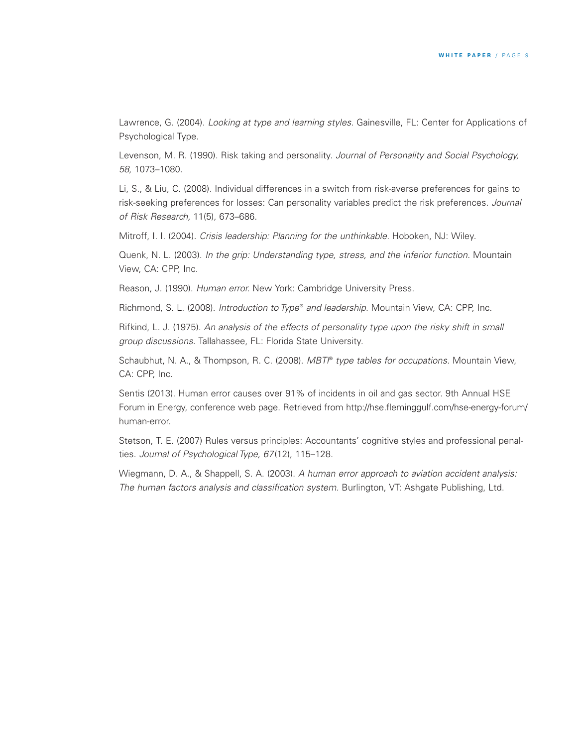Lawrence, G. (2004). *Looking at type and learning styles*. Gainesville, FL: Center for Applications of Psychological Type.

Levenson, M. R. (1990). Risk taking and personality. *Journal of Personality and Social Psychology, 58,* 1073–1080.

Li, S., & Liu, C. (2008). Individual differences in a switch from risk-averse preferences for gains to risk-seeking preferences for losses: Can personality variables predict the risk preferences. *Journal of Risk Research,* 11(5), 673–686.

Mitroff, I. I. (2004). *Crisis leadership: Planning for the unthinkable.* Hoboken, NJ: Wiley.

Quenk, N. L. (2003). *In the grip: Understanding type, stress, and the inferior function*. Mountain View, CA: CPP, Inc.

Reason, J. (1990). *Human error.* New York: Cambridge University Press.

Richmond, S. L. (2008). *Introduction to Type® and leadership.* Mountain View, CA: CPP, Inc.

Rifkind, L. J. (1975). *An analysis of the effects of personality type upon the risky shift in small group discussions.* Tallahassee, FL: Florida State University.

Schaubhut, N. A., & Thompson, R. C. (2008). *MBTI® type tables for occupations.* Mountain View, CA: CPP, Inc.

Sentis (2013). Human error causes over 91% of incidents in oil and gas sector. 9th Annual HSE Forum in Energy, conference web page. Retrieved from http://hse.fleminggulf.com/hse-energy-forum/human-error.

Stetson, T. E. (2007) Rules versus principles: Accountants' cognitive styles and professional penalties. *Journal of Psychological Type, 67*(12), 115–128.

Wiegmann, D. A., & Shappell, S. A. (2003). *A human error approach to aviation accident analysis: The human factors analysis and classification system.* Burlington, VT: Ashgate Publishing, Ltd.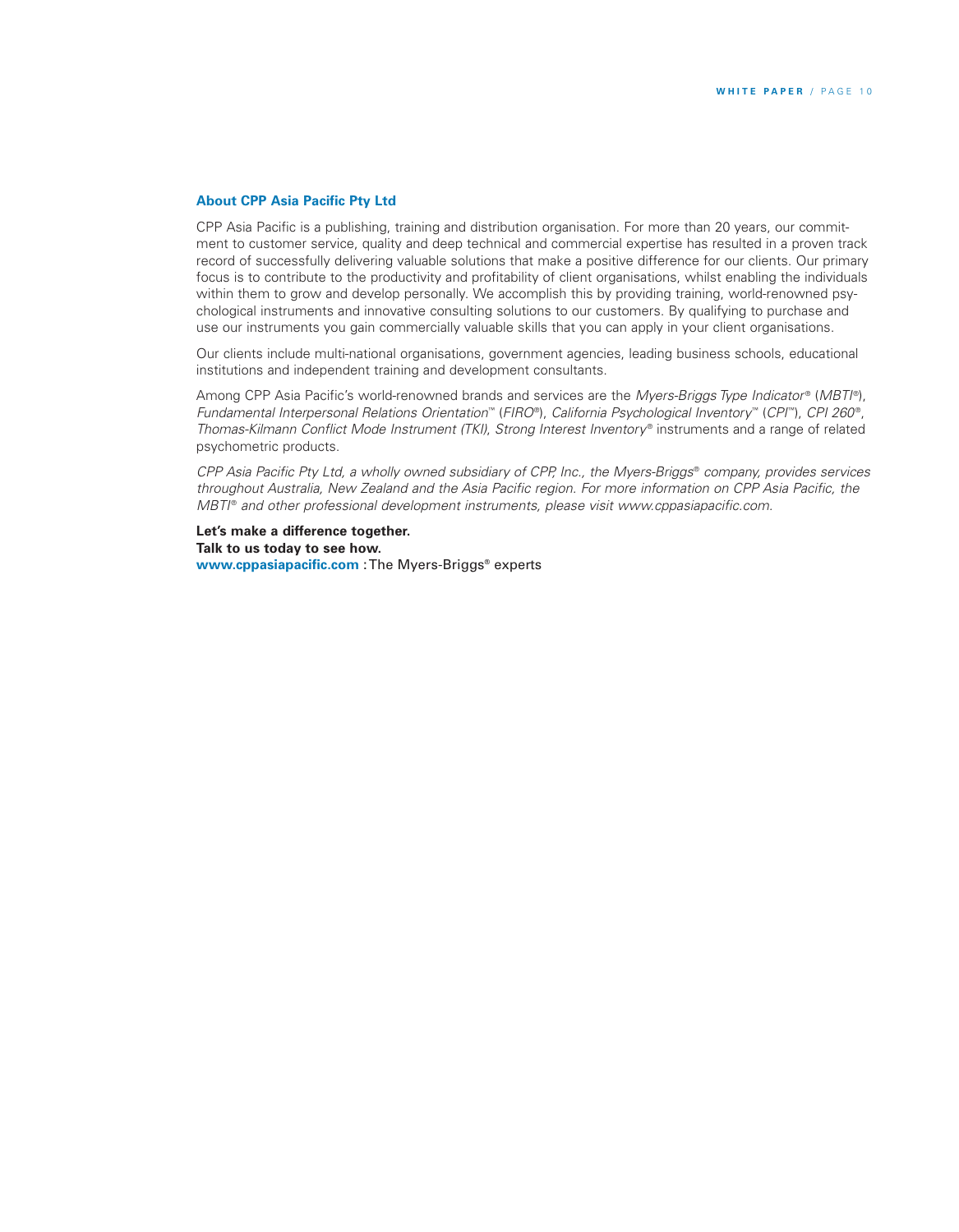## About CPP Asia Pacific Pty Ltd

CPP Asia Pacific is a publishing, training and distribution organisation. For more than 20 years, our commitment to customer service, quality and deep technical and commercial expertise has resulted in a proven track record of successfully delivering valuable solutions that make a positive difference for our clients. Our primary focus is to contribute to the productivity and profitability of client organisations, whilst enabling the individuals within them to grow and develop personally. We accomplish this by providing training, world-renowned psychological instruments and innovative consulting solutions to our customers. By qualifying to purchase and use our instruments you gain commercially valuable skills that you can apply in your client organisations.

Our clients include multi-national organisations, government agencies, leading business schools, educational institutions and independent training and development consultants.

Among CPP Asia Pacific's world-renowned brands and services are the *Myers-Briggs Type Indicator®* (*MBTI®*), *Fundamental Interpersonal Relations Orientation™* (*FIRO®*), *California Psychological Inventory™* (*CPI™*), *CPI 260®*, *Thomas-Kilmann Conflict Mode Instrument (TKI)*, *Strong Interest Inventory®* instruments and a range of related psychometric products.

*CPP Asia Pacific Pty Ltd, a wholly owned subsidiary of CPP, Inc., the Myers-Briggs® company, provides services throughout Australia, New Zealand and the Asia Pacific region. For more information on CPP Asia Pacific, the MBTI® and other professional development instruments, please visit www.cppasiapacific.com.*

**Let's make a difference together.**
**Talk to us today to see how.**
**www.cppasiapacific.com** : The Myers-Briggs® experts